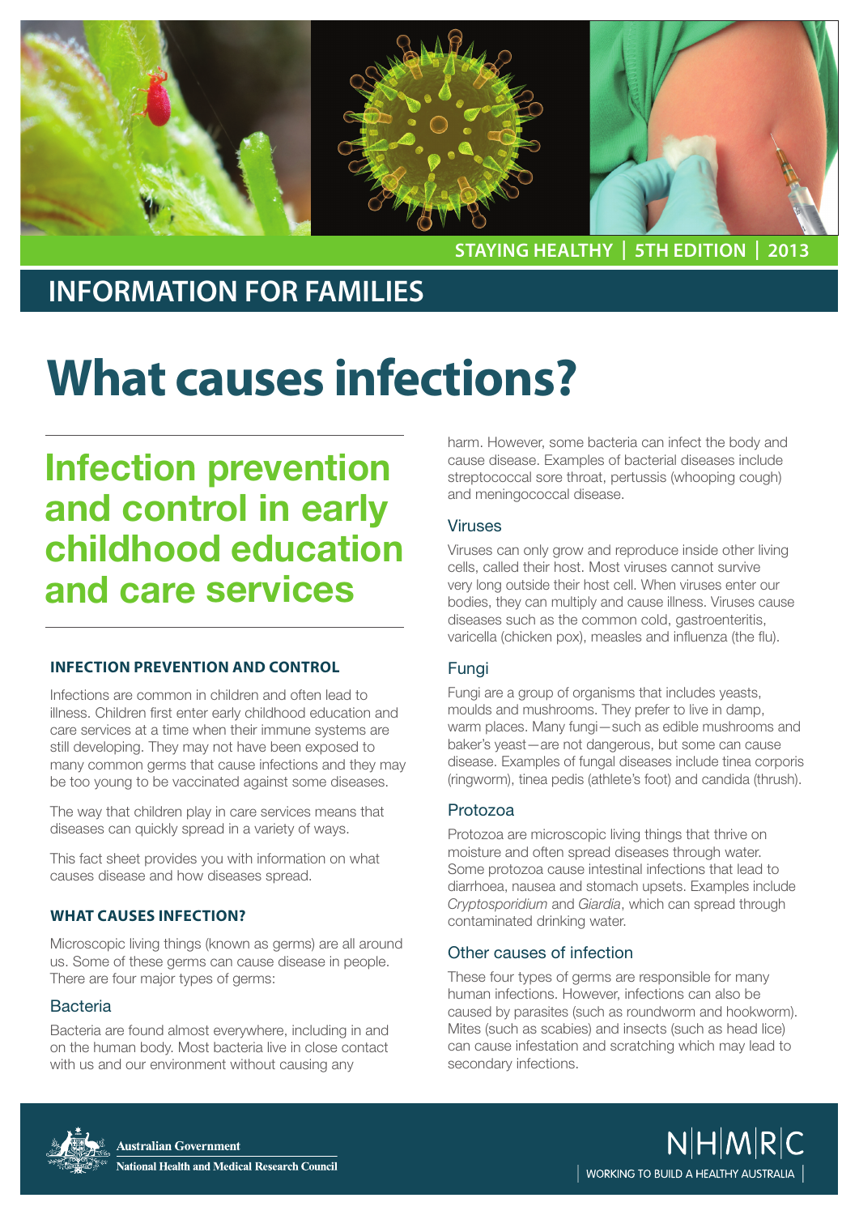STAYING HEALTHY | 5TH EDITION | 2013

## INFORMATION FOR FAMILIES

# What causes infections?

## Infection prevention and control in early childhood education and care services

### INFECTION PREVENTION AND CONTROL

Infections are common in children and often lead to illness. Children first enter early childhood education and care services at a time when their immune systems are still developing. They may not have been exposed to many common germs that cause infections and they may be too young to be vaccinated against some diseases.

The way that children play in care services means that diseases can quickly spread in a variety of ways.

This fact sheet provides you with information on what causes disease and how diseases spread.

### WHAT CAUSES INFECTION?

Microscopic living things (known as germs) are all around us. Some of these germs can cause disease in people. There are four major types of germs:

#### Bacteria

Bacteria are found almost everywhere, including in and on the human body. Most bacteria live in close contact with us and our environment without causing any harm. However, some bacteria can infect the body and cause disease. Examples of bacterial diseases include streptococcal sore throat, pertussis (whooping cough) and meningococcal disease.

#### Viruses

Viruses can only grow and reproduce inside other living cells, called their host. Most viruses cannot survive very long outside their host cell. When viruses enter our bodies, they can multiply and cause illness. Viruses cause diseases such as the common cold, gastroenteritis, varicella (chicken pox), measles and influenza (the flu).

#### Fungi

Fungi are a group of organisms that includes yeasts, moulds and mushrooms. They prefer to live in damp, warm places. Many fungi—such as edible mushrooms and baker's yeast—are not dangerous, but some can cause disease. Examples of fungal diseases include tinea corporis (ringworm), tinea pedis (athlete's foot) and candida (thrush).

#### Protozoa

Protozoa are microscopic living things that thrive on moisture and often spread diseases through water. Some protozoa cause intestinal infections that lead to diarrhoea, nausea and stomach upsets. Examples include *Cryptosporidium* and *Giardia*, which can spread through contaminated drinking water.

#### Other causes of infection

These four types of germs are responsible for many human infections. However, infections can also be caused by parasites (such as roundworm and hookworm). Mites (such as scabies) and insects (such as head lice) can cause infestation and scratching which may lead to secondary infections.

Australian Government
National Health and Medical Research Council

NHMRC | WORKING TO BUILD A HEALTHY AUSTRALIA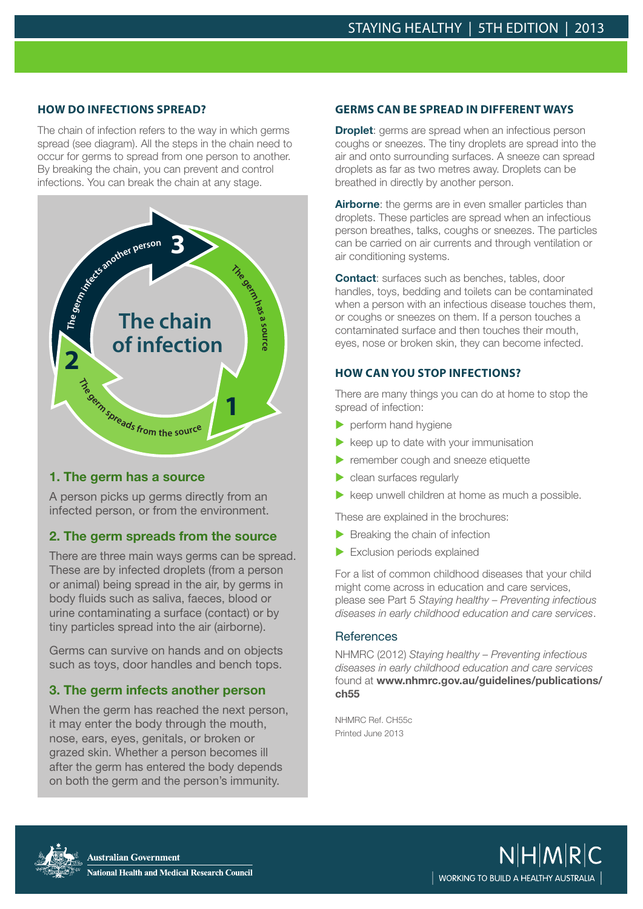## HOW DO INFECTIONS SPREAD?

The chain of infection refers to the way in which germs spread (see diagram). All the steps in the chain need to occur for germs to spread from one person to another. By breaking the chain, you can prevent and control infections. You can break the chain at any stage.

The chain of infection

1 The germ has a source

2 The germ spreads from the source

3 The germ infects another person

### 1. The germ has a source

A person picks up germs directly from an infected person, or from the environment.

### 2. The germ spreads from the source

There are three main ways germs can be spread. These are by infected droplets (from a person or animal) being spread in the air, by germs in body fluids such as saliva, faeces, blood or urine contaminating a surface (contact) or by tiny particles spread into the air (airborne).

Germs can survive on hands and on objects such as toys, door handles and bench tops.

### 3. The germ infects another person

When the germ has reached the next person, it may enter the body through the mouth, nose, ears, eyes, genitals, or broken or grazed skin. Whether a person becomes ill after the germ has entered the body depends on both the germ and the person's immunity.

## GERMS CAN BE SPREAD IN DIFFERENT WAYS

**Droplet**: germs are spread when an infectious person coughs or sneezes. The tiny droplets are spread into the air and onto surrounding surfaces. A sneeze can spread droplets as far as two metres away. Droplets can be breathed in directly by another person.

**Airborne**: the germs are in even smaller particles than droplets. These particles are spread when an infectious person breathes, talks, coughs or sneezes. The particles can be carried on air currents and through ventilation or air conditioning systems.

**Contact**: surfaces such as benches, tables, door handles, toys, bedding and toilets can be contaminated when a person with an infectious disease touches them, or coughs or sneezes on them. If a person touches a contaminated surface and then touches their mouth, eyes, nose or broken skin, they can become infected.

## HOW CAN YOU STOP INFECTIONS?

There are many things you can do at home to stop the spread of infection:

- perform hand hygiene
- keep up to date with your immunisation
- remember cough and sneeze etiquette
- clean surfaces regularly
- keep unwell children at home as much a possible.

These are explained in the brochures:

- Breaking the chain of infection
- Exclusion periods explained

For a list of common childhood diseases that your child might come across in education and care services, please see Part 5 *Staying healthy – Preventing infectious diseases in early childhood education and care services*.

### References

NHMRC (2012) *Staying healthy – Preventing infectious diseases in early childhood education and care services* found at **www.nhmrc.gov.au/guidelines/publications/ch55**

NHMRC Ref. CH55c
Printed June 2013

Australian Government
National Health and Medical Research Council

NHMRC
WORKING TO BUILD A HEALTHY AUSTRALIA